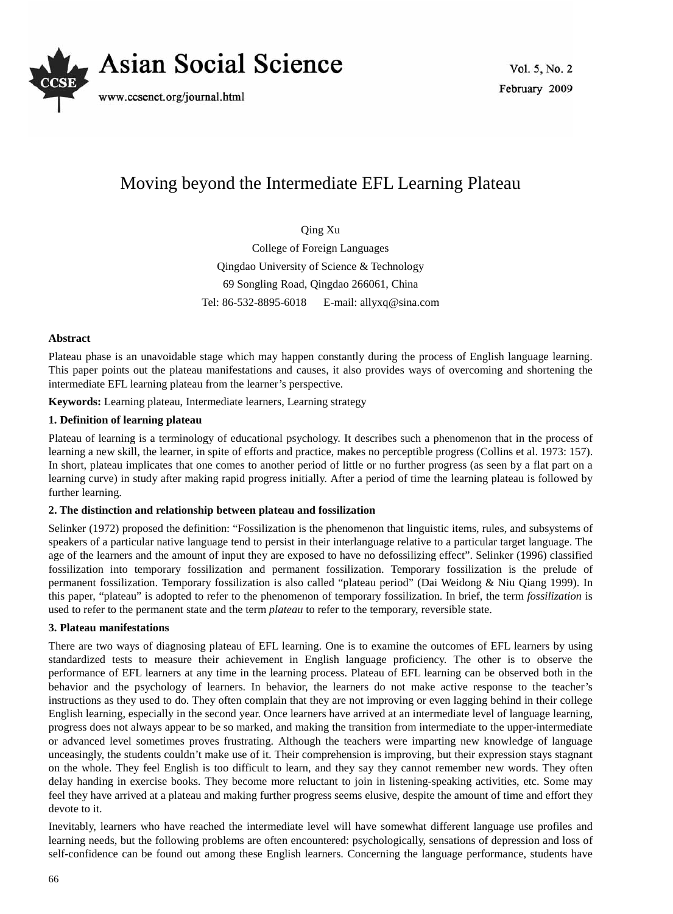# Moving beyond the Intermediate EFL Learning Plateau

Qing Xu

College of Foreign Languages

Qingdao University of Science & Technology

69 Songling Road, Qingdao 266061, China

Tel: 86-532-8895-6018 E-mail: allyxq@sina.com

**Abstract**

Plateau phase is an unavoidable stage which may happen constantly during the process of English language learning. This paper points out the plateau manifestations and causes, it also provides ways of overcoming and shortening the intermediate EFL learning plateau from the learner's perspective.

**Keywords:** Learning plateau, Intermediate learners, Learning strategy

## 1. Definition of learning plateau

Plateau of learning is a terminology of educational psychology. It describes such a phenomenon that in the process of learning a new skill, the learner, in spite of efforts and practice, makes no perceptible progress (Collins et al. 1973: 157). In short, plateau implicates that one comes to another period of little or no further progress (as seen by a flat part on a learning curve) in study after making rapid progress initially. After a period of time the learning plateau is followed by further learning.

## 2. The distinction and relationship between plateau and fossilization

Selinker (1972) proposed the definition: "Fossilization is the phenomenon that linguistic items, rules, and subsystems of speakers of a particular native language tend to persist in their interlanguage relative to a particular target language. The age of the learners and the amount of input they are exposed to have no defossilizing effect". Selinker (1996) classified fossilization into temporary fossilization and permanent fossilization. Temporary fossilization is the prelude of permanent fossilization. Temporary fossilization is also called "plateau period" (Dai Weidong & Niu Qiang 1999). In this paper, "plateau" is adopted to refer to the phenomenon of temporary fossilization. In brief, the term *fossilization* is used to refer to the permanent state and the term *plateau* to refer to the temporary, reversible state.

## 3. Plateau manifestations

There are two ways of diagnosing plateau of EFL learning. One is to examine the outcomes of EFL learners by using standardized tests to measure their achievement in English language proficiency. The other is to observe the performance of EFL learners at any time in the learning process. Plateau of EFL learning can be observed both in the behavior and the psychology of learners. In behavior, the learners do not make active response to the teacher's instructions as they used to do. They often complain that they are not improving or even lagging behind in their college English learning, especially in the second year. Once learners have arrived at an intermediate level of language learning, progress does not always appear to be so marked, and making the transition from intermediate to the upper-intermediate or advanced level sometimes proves frustrating. Although the teachers were imparting new knowledge of language unceasingly, the students couldn't make use of it. Their comprehension is improving, but their expression stays stagnant on the whole. They feel English is too difficult to learn, and they say they cannot remember new words. They often delay handing in exercise books. They become more reluctant to join in listening-speaking activities, etc. Some may feel they have arrived at a plateau and making further progress seems elusive, despite the amount of time and effort they devote to it.

Inevitably, learners who have reached the intermediate level will have somewhat different language use profiles and learning needs, but the following problems are often encountered: psychologically, sensations of depression and loss of self-confidence can be found out among these English learners. Concerning the language performance, students have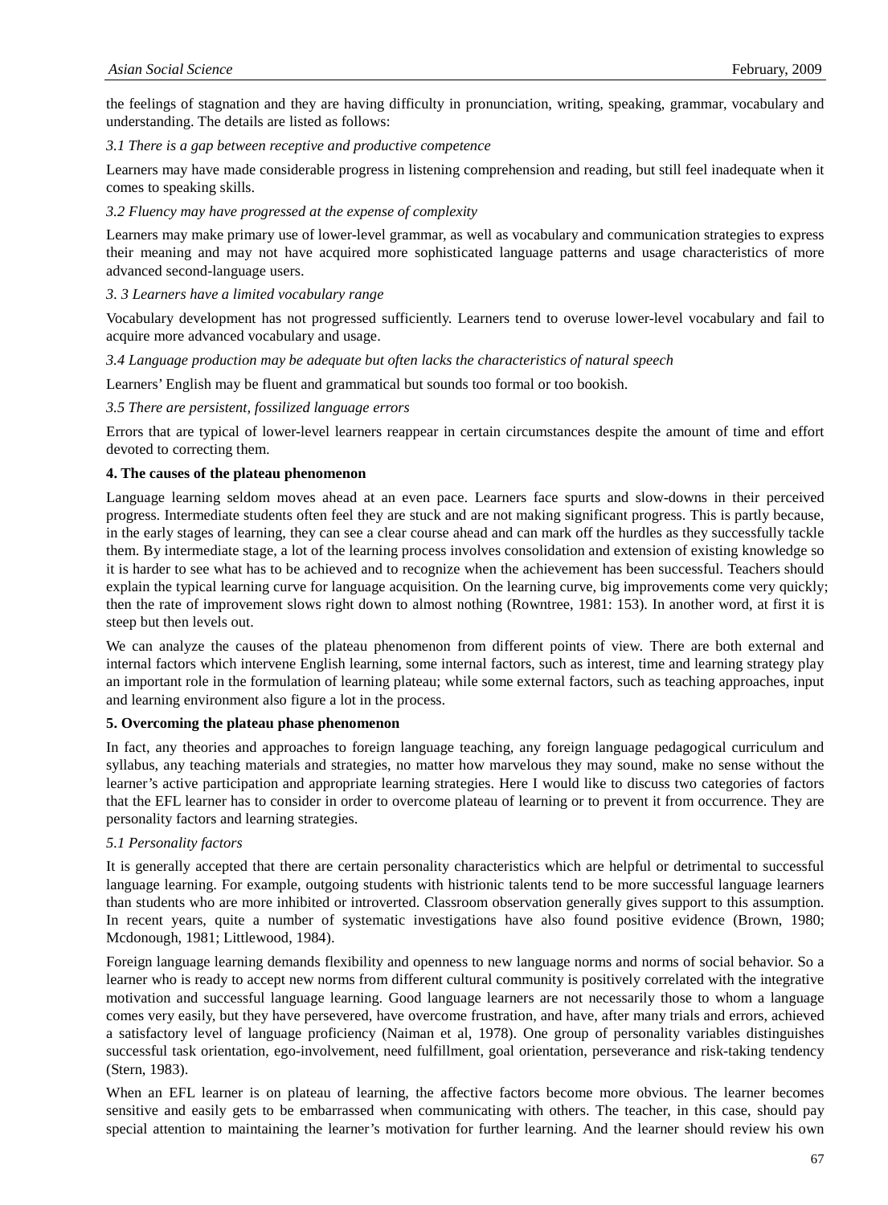the feelings of stagnation and they are having difficulty in pronunciation, writing, speaking, grammar, vocabulary and understanding. The details are listed as follows:

*3.1 There is a gap between receptive and productive competence*

Learners may have made considerable progress in listening comprehension and reading, but still feel inadequate when it comes to speaking skills.

*3.2 Fluency may have progressed at the expense of complexity*

Learners may make primary use of lower-level grammar, as well as vocabulary and communication strategies to express their meaning and may not have acquired more sophisticated language patterns and usage characteristics of more advanced second-language users.

*3. 3 Learners have a limited vocabulary range*

Vocabulary development has not progressed sufficiently. Learners tend to overuse lower-level vocabulary and fail to acquire more advanced vocabulary and usage.

*3.4 Language production may be adequate but often lacks the characteristics of natural speech*

Learners' English may be fluent and grammatical but sounds too formal or too bookish.

*3.5 There are persistent, fossilized language errors*

Errors that are typical of lower-level learners reappear in certain circumstances despite the amount of time and effort devoted to correcting them.

**4. The causes of the plateau phenomenon**

Language learning seldom moves ahead at an even pace. Learners face spurts and slow-downs in their perceived progress. Intermediate students often feel they are stuck and are not making significant progress. This is partly because, in the early stages of learning, they can see a clear course ahead and can mark off the hurdles as they successfully tackle them. By intermediate stage, a lot of the learning process involves consolidation and extension of existing knowledge so it is harder to see what has to be achieved and to recognize when the achievement has been successful. Teachers should explain the typical learning curve for language acquisition. On the learning curve, big improvements come very quickly; then the rate of improvement slows right down to almost nothing (Rowntree, 1981: 153). In another word, at first it is steep but then levels out.

We can analyze the causes of the plateau phenomenon from different points of view. There are both external and internal factors which intervene English learning, some internal factors, such as interest, time and learning strategy play an important role in the formulation of learning plateau; while some external factors, such as teaching approaches, input and learning environment also figure a lot in the process.

**5. Overcoming the plateau phase phenomenon**

In fact, any theories and approaches to foreign language teaching, any foreign language pedagogical curriculum and syllabus, any teaching materials and strategies, no matter how marvelous they may sound, make no sense without the learner's active participation and appropriate learning strategies. Here I would like to discuss two categories of factors that the EFL learner has to consider in order to overcome plateau of learning or to prevent it from occurrence. They are personality factors and learning strategies.

*5.1 Personality factors*

It is generally accepted that there are certain personality characteristics which are helpful or detrimental to successful language learning. For example, outgoing students with histrionic talents tend to be more successful language learners than students who are more inhibited or introverted. Classroom observation generally gives support to this assumption. In recent years, quite a number of systematic investigations have also found positive evidence (Brown, 1980; Mcdonough, 1981; Littlewood, 1984).

Foreign language learning demands flexibility and openness to new language norms and norms of social behavior. So a learner who is ready to accept new norms from different cultural community is positively correlated with the integrative motivation and successful language learning. Good language learners are not necessarily those to whom a language comes very easily, but they have persevered, have overcome frustration, and have, after many trials and errors, achieved a satisfactory level of language proficiency (Naiman et al, 1978). One group of personality variables distinguishes successful task orientation, ego-involvement, need fulfillment, goal orientation, perseverance and risk-taking tendency (Stern, 1983).

When an EFL learner is on plateau of learning, the affective factors become more obvious. The learner becomes sensitive and easily gets to be embarrassed when communicating with others. The teacher, in this case, should pay special attention to maintaining the learner's motivation for further learning. And the learner should review his own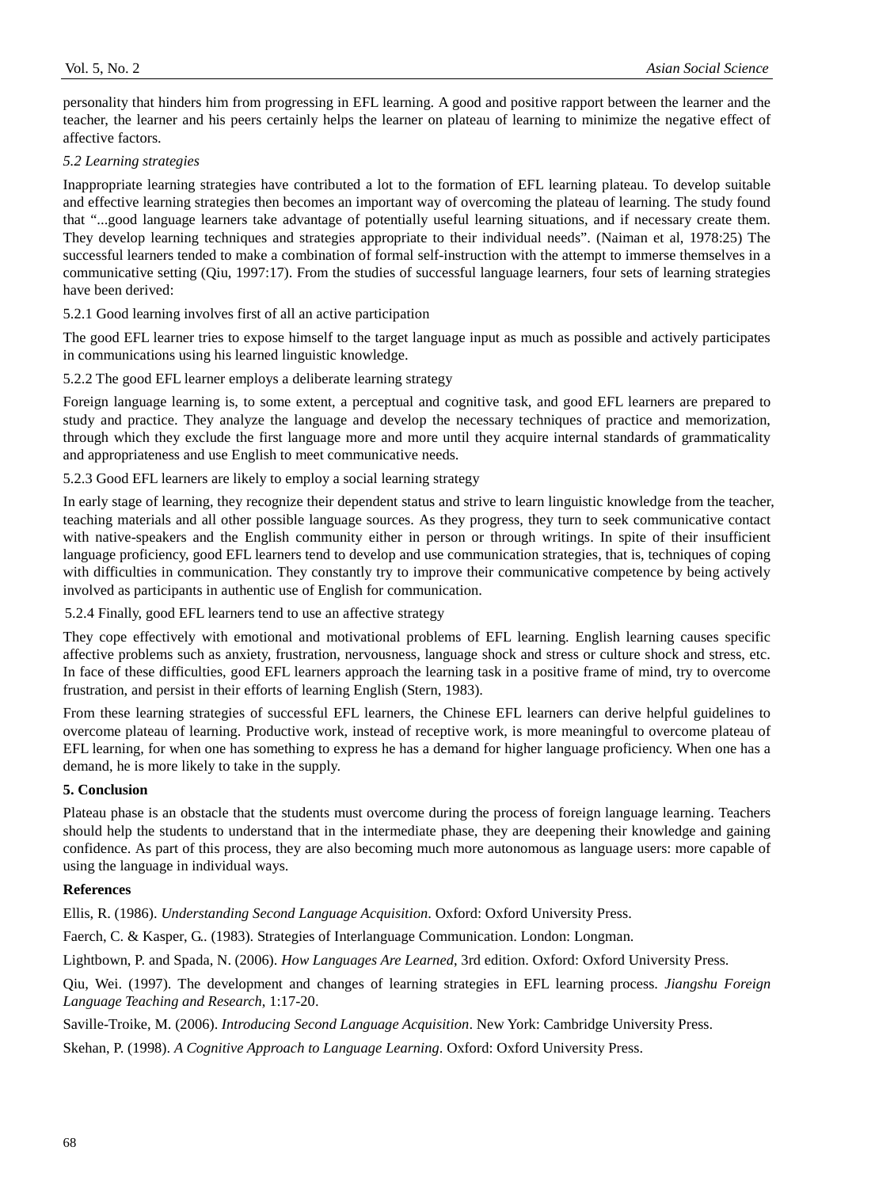personality that hinders him from progressing in EFL learning. A good and positive rapport between the learner and the teacher, the learner and his peers certainly helps the learner on plateau of learning to minimize the negative effect of affective factors.

### *5.2 Learning strategies*

Inappropriate learning strategies have contributed a lot to the formation of EFL learning plateau. To develop suitable and effective learning strategies then becomes an important way of overcoming the plateau of learning. The study found that "...good language learners take advantage of potentially useful learning situations, and if necessary create them. They develop learning techniques and strategies appropriate to their individual needs". (Naiman et al, 1978:25) The successful learners tended to make a combination of formal self-instruction with the attempt to immerse themselves in a communicative setting (Qiu, 1997:17). From the studies of successful language learners, four sets of learning strategies have been derived:

#### 5.2.1 Good learning involves first of all an active participation

The good EFL learner tries to expose himself to the target language input as much as possible and actively participates in communications using his learned linguistic knowledge.

#### 5.2.2 The good EFL learner employs a deliberate learning strategy

Foreign language learning is, to some extent, a perceptual and cognitive task, and good EFL learners are prepared to study and practice. They analyze the language and develop the necessary techniques of practice and memorization, through which they exclude the first language more and more until they acquire internal standards of grammaticality and appropriateness and use English to meet communicative needs.

#### 5.2.3 Good EFL learners are likely to employ a social learning strategy

In early stage of learning, they recognize their dependent status and strive to learn linguistic knowledge from the teacher, teaching materials and all other possible language sources. As they progress, they turn to seek communicative contact with native-speakers and the English community either in person or through writings. In spite of their insufficient language proficiency, good EFL learners tend to develop and use communication strategies, that is, techniques of coping with difficulties in communication. They constantly try to improve their communicative competence by being actively involved as participants in authentic use of English for communication.

#### 5.2.4 Finally, good EFL learners tend to use an affective strategy

They cope effectively with emotional and motivational problems of EFL learning. English learning causes specific affective problems such as anxiety, frustration, nervousness, language shock and stress or culture shock and stress, etc. In face of these difficulties, good EFL learners approach the learning task in a positive frame of mind, try to overcome frustration, and persist in their efforts of learning English (Stern, 1983).

From these learning strategies of successful EFL learners, the Chinese EFL learners can derive helpful guidelines to overcome plateau of learning. Productive work, instead of receptive work, is more meaningful to overcome plateau of EFL learning, for when one has something to express he has a demand for higher language proficiency. When one has a demand, he is more likely to take in the supply.

## 5. Conclusion

Plateau phase is an obstacle that the students must overcome during the process of foreign language learning. Teachers should help the students to understand that in the intermediate phase, they are deepening their knowledge and gaining confidence. As part of this process, they are also becoming much more autonomous as language users: more capable of using the language in individual ways.

## References

Ellis, R. (1986). *Understanding Second Language Acquisition*. Oxford: Oxford University Press.

Faerch, C. & Kasper, G.. (1983). Strategies of Interlanguage Communication. London: Longman.

Lightbown, P. and Spada, N. (2006). *How Languages Are Learned*, 3rd edition. Oxford: Oxford University Press.

Qiu, Wei. (1997). The development and changes of learning strategies in EFL learning process. *Jiangshu Foreign Language Teaching and Research*, 1:17-20.

Saville-Troike, M. (2006). *Introducing Second Language Acquisition*. New York: Cambridge University Press.

Skehan, P. (1998). *A Cognitive Approach to Language Learning*. Oxford: Oxford University Press.